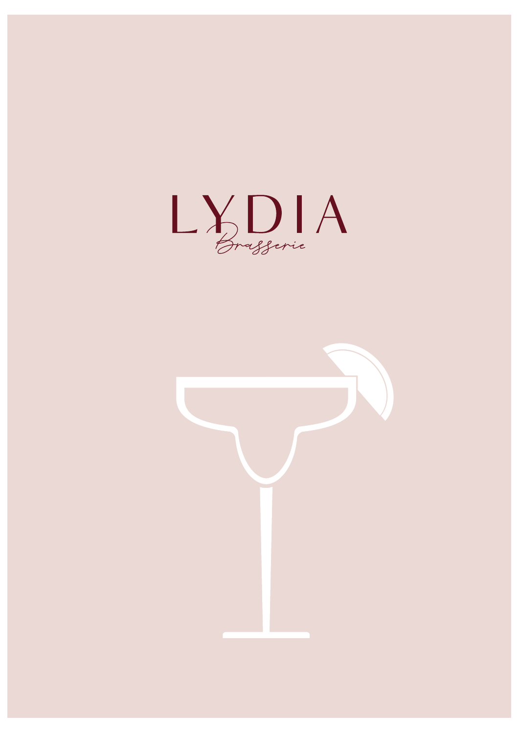# LYDIA

*Brasserie*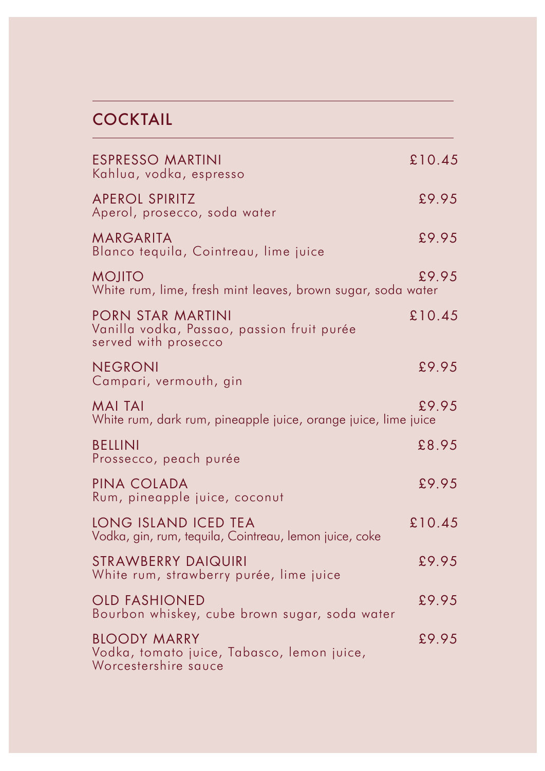## COCKTAIL

**ESPRESSO MARTINI** £10.45
Kahlua, vodka, espresso

**APEROL SPIRITZ** £9.95
Aperol, prosecco, soda water

**MARGARITA** £9.95
Blanco tequila, Cointreau, lime juice

**MOJITO** £9.95
White rum, lime, fresh mint leaves, brown sugar, soda water

**PORN STAR MARTINI** £10.45
Vanilla vodka, Passao, passion fruit purée
served with prosecco

**NEGRONI** £9.95
Campari, vermouth, gin

**MAI TAI** £9.95
White rum, dark rum, pineapple juice, orange juice, lime juice

**BELLINI** £8.95
Prossecco, peach purée

**PINA COLADA** £9.95
Rum, pineapple juice, coconut

**LONG ISLAND ICED TEA** £10.45
Vodka, gin, rum, tequila, Cointreau, lemon juice, coke

**STRAWBERRY DAIQUIRI** £9.95
White rum, strawberry purée, lime juice

**OLD FASHIONED** £9.95
Bourbon whiskey, cube brown sugar, soda water

**BLOODY MARRY** £9.95
Vodka, tomato juice, Tabasco, lemon juice,
Worcestershire sauce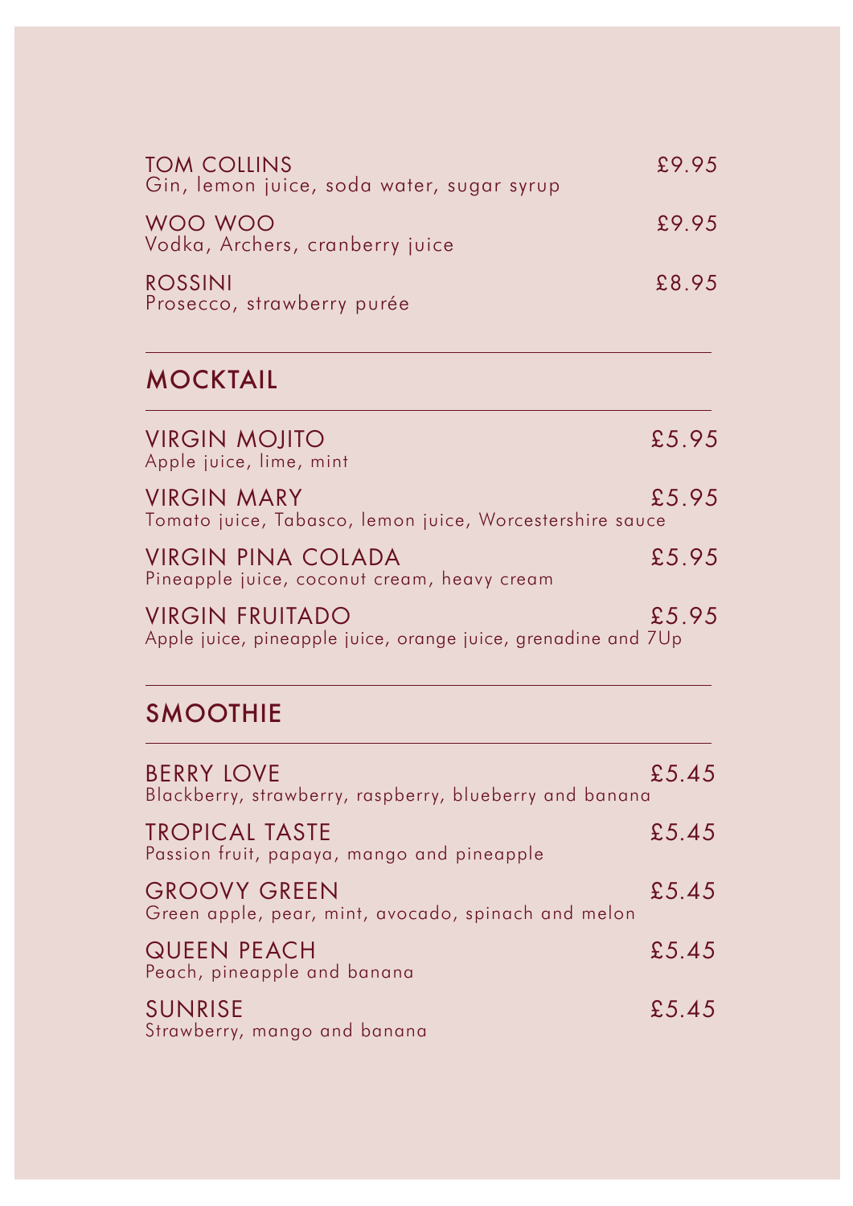TOM COLLINS £9.95
Gin, lemon juice, soda water, sugar syrup

WOO WOO £9.95
Vodka, Archers, cranberry juice

ROSSINI £8.95
Prosecco, strawberry purée

## MOCKTAIL

VIRGIN MOJITO £5.95
Apple juice, lime, mint

VIRGIN MARY £5.95
Tomato juice, Tabasco, lemon juice, Worcestershire sauce

VIRGIN PINA COLADA £5.95
Pineapple juice, coconut cream, heavy cream

VIRGIN FRUITADO £5.95
Apple juice, pineapple juice, orange juice, grenadine and 7Up

## SMOOTHIE

BERRY LOVE £5.45
Blackberry, strawberry, raspberry, blueberry and banana

TROPICAL TASTE £5.45
Passion fruit, papaya, mango and pineapple

GROOVY GREEN £5.45
Green apple, pear, mint, avocado, spinach and melon

QUEEN PEACH £5.45
Peach, pineapple and banana

SUNRISE £5.45
Strawberry, mango and banana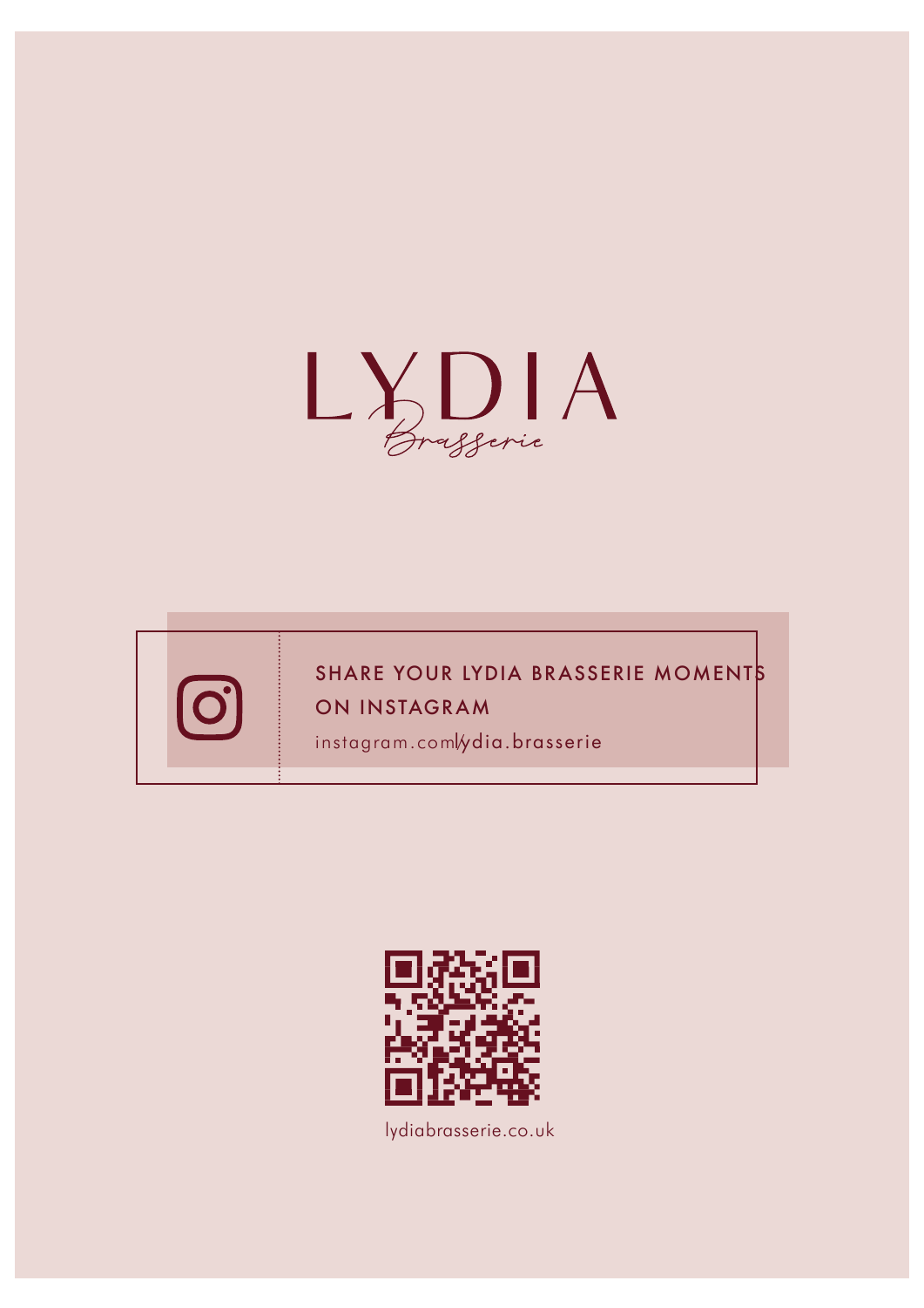# LYDIA

*Brasserie*

SHARE YOUR LYDIA BRASSERIE MOMENTS ON INSTAGRAM

instagram.com/lydia.brasserie

lydiabrasserie.co.uk